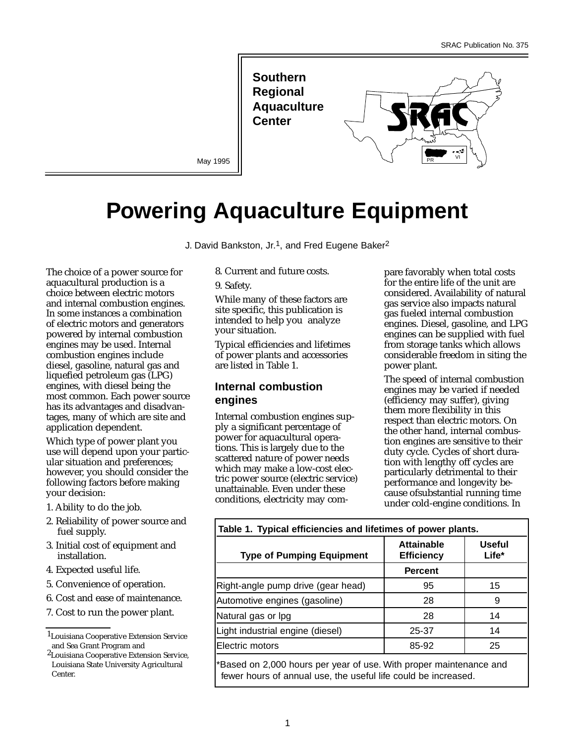SRAC Publication No. 375

**Southern Regional Aquaculture Center**

May 1995

# Powering Aquaculture Equipment

J. David Bankston, Jr.[1], and Fred Eugene Baker[2]

The choice of a power source for aquacultural production is a choice between electric motors and internal combustion engines. In some instances a combination of electric motors and generators powered by internal combustion engines may be used. Internal combustion engines include diesel, gasoline, natural gas and liquefied petroleum gas (LPG) engines, with diesel being the most common. Each power source has its advantages and disadvantages, many of which are site and application dependent.

Which type of power plant you use will depend upon your particular situation and preferences; however, you should consider the following factors before making your decision:

1. Ability to do the job.
2. Reliability of power source and fuel supply.
3. Initial cost of equipment and installation.
4. Expected useful life.
5. Convenience of operation.
6. Cost and ease of maintenance.
7. Cost to run the power plant.
8. Current and future costs.
9. Safety.

While many of these factors are site specific, this publication is intended to help you analyze your situation.

Typical efficiencies and lifetimes of power plants and accessories are listed in Table 1.

## Internal combustion engines

Internal combustion engines supply a significant percentage of power for aquacultural operations. This is largely due to the scattered nature of power needs which may make a low-cost electric power source (electric service) unattainable. Even under these conditions, electricity may compare favorably when total costs for the entire life of the unit are considered. Availability of natural gas service also impacts natural gas fueled internal combustion engines. Diesel, gasoline, and LPG engines can be supplied with fuel from storage tanks which allows considerable freedom in siting the power plant.

The speed of internal combustion engines may be varied if needed (efficiency may suffer), giving them more flexibility in this respect than electric motors. On the other hand, internal combustion engines are sensitive to their duty cycle. Cycles of short duration with lengthy off cycles are particularly detrimental to their performance and longevity because ofsubstantial running time under cold-engine conditions. In

**Table 1. Typical efficiencies and lifetimes of power plants.**

| Type of Pumping Equipment | Attainable Efficiency | Useful Life* |
|---|---|---|
| | Percent | |
| Right-angle pump drive (gear head) | 95 | 15 |
| Automotive engines (gasoline) | 28 | 9 |
| Natural gas or lpg | 28 | 14 |
| Light industrial engine (diesel) | 25-37 | 14 |
| Electric motors | 85-92 | 25 |

*Based on 2,000 hours per year of use. With proper maintenance and fewer hours of annual use, the useful life could be increased.

[1]Louisiana Cooperative Extension Service and Sea Grant Program and

[2]Louisiana Cooperative Extension Service, Louisiana State University Agricultural Center.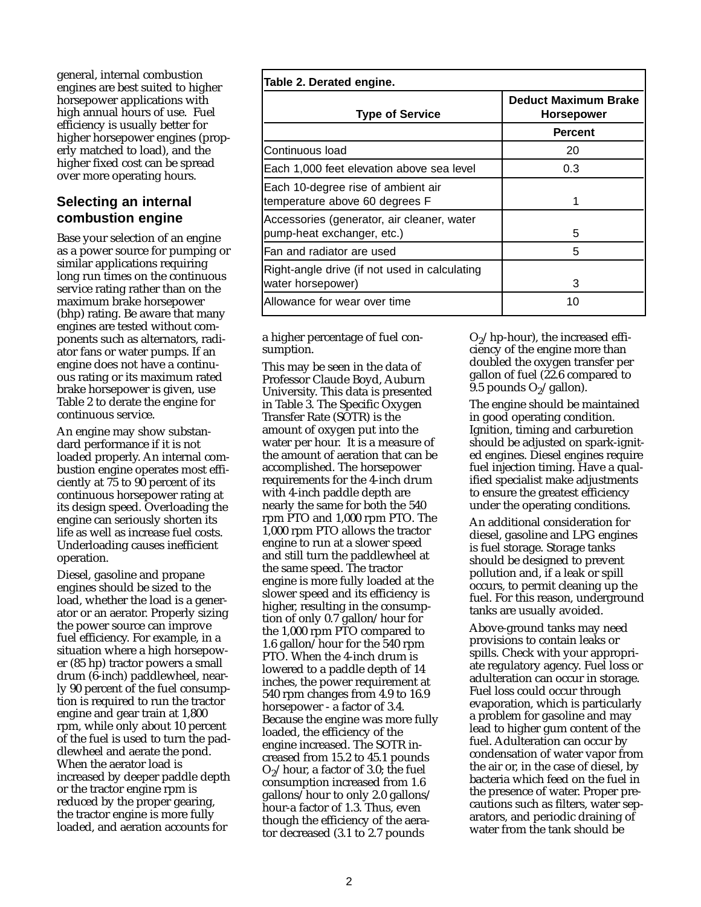general, internal combustion engines are best suited to higher horsepower applications with high annual hours of use. Fuel efficiency is usually better for higher horsepower engines (properly matched to load), and the higher fixed cost can be spread over more operating hours.

## Selecting an internal combustion engine

Base your selection of an engine as a power source for pumping or similar applications requiring long run times on the continuous service rating rather than on the maximum brake horsepower (bhp) rating. Be aware that many engines are tested without components such as alternators, radiator fans or water pumps. If an engine does not have a continuous rating or its maximum rated brake horsepower is given, use Table 2 to derate the engine for continuous service.

An engine may show substandard performance if it is not loaded properly. An internal combustion engine operates most efficiently at 75 to 90 percent of its continuous horsepower rating at its design speed. Overloading the engine can seriously shorten its life as well as increase fuel costs. Underloading causes inefficient operation.

Diesel, gasoline and propane engines should be sized to the load, whether the load is a generator or an aerator. Properly sizing the power source can improve fuel efficiency. For example, in a situation where a high horsepower (85 hp) tractor powers a small drum (6-inch) paddlewheel, nearly 90 percent of the fuel consumption is required to run the tractor engine and gear train at 1,800 rpm, while only about 10 percent of the fuel is used to turn the paddlewheel and aerate the pond. When the aerator load is increased by deeper paddle depth or the tractor engine rpm is reduced by the proper gearing, the tractor engine is more fully loaded, and aeration accounts for a higher percentage of fuel consumption.

**Table 2. Derated engine.**

| Type of Service | Deduct Maximum Brake Horsepower |
|---|---|
| | **Percent** |
| Continuous load | 20 |
| Each 1,000 feet elevation above sea level | 0.3 |
| Each 10-degree rise of ambient air temperature above 60 degrees F | 1 |
| Accessories (generator, air cleaner, water pump-heat exchanger, etc.) | 5 |
| Fan and radiator are used | 5 |
| Right-angle drive (if not used in calculating water horsepower) | 3 |
| Allowance for wear over time | 10 |

This may be seen in the data of Professor Claude Boyd, Auburn University. This data is presented in Table 3. The Specific Oxygen Transfer Rate (SOTR) is the amount of oxygen put into the water per hour. It is a measure of the amount of aeration that can be accomplished. The horsepower requirements for the 4-inch drum with 4-inch paddle depth are nearly the same for both the 540 rpm PTO and 1,000 rpm PTO. The 1,000 rpm PTO allows the tractor engine to run at a slower speed and still turn the paddlewheel at the same speed. The tractor engine is more fully loaded at the slower speed and its efficiency is higher, resulting in the consumption of only 0.7 gallon/hour for the 1,000 rpm PTO compared to 1.6 gallon/hour for the 540 rpm PTO. When the 4-inch drum is lowered to a paddle depth of 14 inches, the power requirement at 540 rpm changes from 4.9 to 16.9 horsepower - a factor of 3.4. Because the engine was more fully loaded, the efficiency of the engine increased. The SOTR increased from 15.2 to 45.1 pounds $O_2$/hour, a factor of 3.0; the fuel consumption increased from 1.6 gallons/hour to only 2.0 gallons/hour-a factor of 1.3. Thus, even though the efficiency of the aerator decreased (3.1 to 2.7 pounds $O_2$/hp-hour), the increased efficiency of the engine more than doubled the oxygen transfer per gallon of fuel (22.6 compared to 9.5 pounds $O_2$/gallon).

The engine should be maintained in good operating condition. Ignition, timing and carburetion should be adjusted on spark-ignited engines. Diesel engines require fuel injection timing. Have a qualified specialist make adjustments to ensure the greatest efficiency under the operating conditions.

An additional consideration for diesel, gasoline and LPG engines is fuel storage. Storage tanks should be designed to prevent pollution and, if a leak or spill occurs, to permit cleaning up the fuel. For this reason, underground tanks are usually avoided.

Above-ground tanks may need provisions to contain leaks or spills. Check with your appropriate regulatory agency. Fuel loss or adulteration can occur in storage. Fuel loss could occur through evaporation, which is particularly a problem for gasoline and may lead to higher gum content of the fuel. Adulteration can occur by condensation of water vapor from the air or, in the case of diesel, by bacteria which feed on the fuel in the presence of water. Proper precautions such as filters, water separators, and periodic draining of water from the tank should be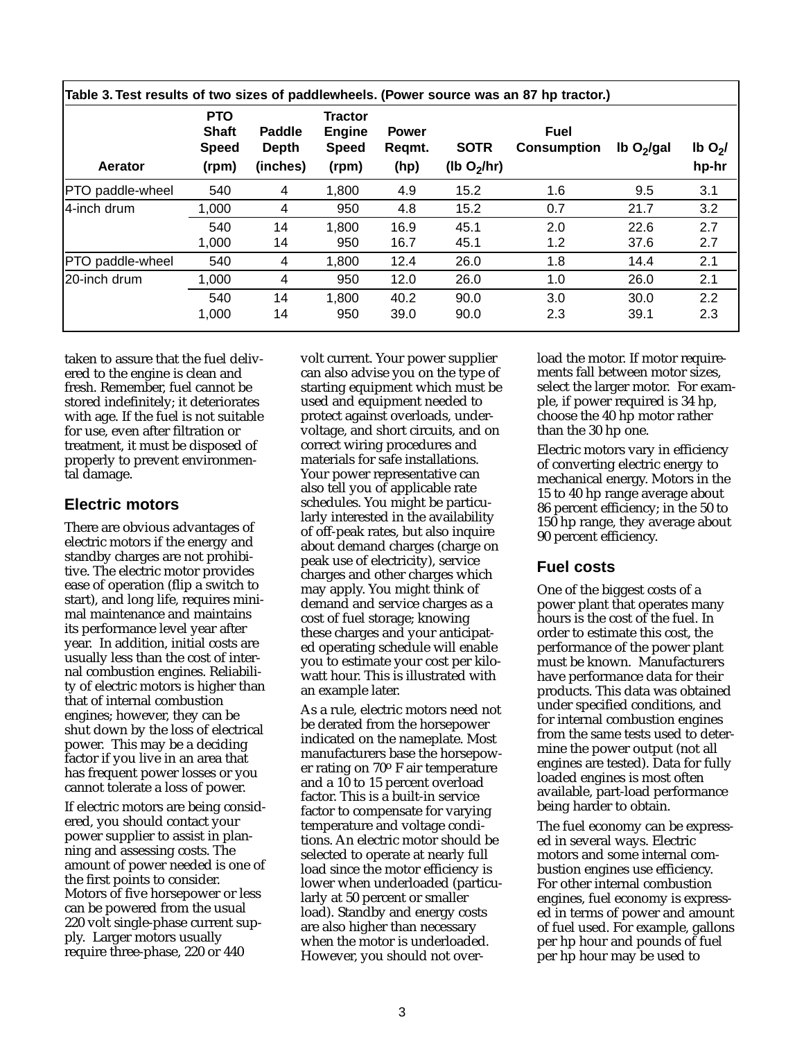**Table 3. Test results of two sizes of paddlewheels. (Power source was an 87 hp tractor.)**

| Aerator | PTO Shaft Speed (rpm) | Paddle Depth (inches) | Tractor Engine Speed (rpm) | Power Reqmt. (hp) | SOTR (lb $O_2$/hr) | Fuel Consumption | lb $O_2$/gal | lb $O_2$/ hp-hr |
|---|---|---|---|---|---|---|---|---|
| PTO paddle-wheel | 540 | 4 | 1,800 | 4.9 | 15.2 | 1.6 | 9.5 | 3.1 |
| 4-inch drum | 1,000 | 4 | 950 | 4.8 | 15.2 | 0.7 | 21.7 | 3.2 |
| | 540 | 14 | 1,800 | 16.9 | 45.1 | 2.0 | 22.6 | 2.7 |
| | 1,000 | 14 | 950 | 16.7 | 45.1 | 1.2 | 37.6 | 2.7 |
| PTO paddle-wheel | 540 | 4 | 1,800 | 12.4 | 26.0 | 1.8 | 14.4 | 2.1 |
| 20-inch drum | 1,000 | 4 | 950 | 12.0 | 26.0 | 1.0 | 26.0 | 2.1 |
| | 540 | 14 | 1,800 | 40.2 | 90.0 | 3.0 | 30.0 | 2.2 |
| | 1,000 | 14 | 950 | 39.0 | 90.0 | 2.3 | 39.1 | 2.3 |

taken to assure that the fuel delivered to the engine is clean and fresh. Remember, fuel cannot be stored indefinitely; it deteriorates with age. If the fuel is not suitable for use, even after filtration or treatment, it must be disposed of properly to prevent environmental damage.

## Electric motors

There are obvious advantages of electric motors if the energy and standby charges are not prohibitive. The electric motor provides ease of operation (flip a switch to start), and long life, requires minimal maintenance and maintains its performance level year after year. In addition, initial costs are usually less than the cost of internal combustion engines. Reliability of electric motors is higher than that of internal combustion engines; however, they can be shut down by the loss of electrical power. This may be a deciding factor if you live in an area that has frequent power losses or you cannot tolerate a loss of power.

If electric motors are being considered, you should contact your power supplier to assist in planning and assessing costs. The amount of power needed is one of the first points to consider. Motors of five horsepower or less can be powered from the usual 220 volt single-phase current supply. Larger motors usually require three-phase, 220 or 440 volt current. Your power supplier can also advise you on the type of starting equipment which must be used and equipment needed to protect against overloads, undervoltage, and short circuits, and on correct wiring procedures and materials for safe installations. Your power representative can also tell you of applicable rate schedules. You might be particularly interested in the availability of off-peak rates, but also inquire about demand charges (charge on peak use of electricity), service charges and other charges which may apply. You might think of demand and service charges as a cost of fuel storage; knowing these charges and your anticipated operating schedule will enable you to estimate your cost per kilowatt hour. This is illustrated with an example later.

As a rule, electric motors need not be derated from the horsepower indicated on the nameplate. Most manufacturers base the horsepower rating on 70º F air temperature and a 10 to 15 percent overload factor. This is a built-in service factor to compensate for varying temperature and voltage conditions. An electric motor should be selected to operate at nearly full load since the motor efficiency is lower when underloaded (particularly at 50 percent or smaller load). Standby and energy costs are also higher than necessary when the motor is underloaded. However, you should not overload the motor. If motor requirements fall between motor sizes, select the larger motor. For example, if power required is 34 hp, choose the 40 hp motor rather than the 30 hp one.

Electric motors vary in efficiency of converting electric energy to mechanical energy. Motors in the 15 to 40 hp range average about 86 percent efficiency; in the 50 to 150 hp range, they average about 90 percent efficiency.

## Fuel costs

One of the biggest costs of a power plant that operates many hours is the cost of the fuel. In order to estimate this cost, the performance of the power plant must be known. Manufacturers have performance data for their products. This data was obtained under specified conditions, and for internal combustion engines from the same tests used to determine the power output (not all engines are tested). Data for fully loaded engines is most often available, part-load performance being harder to obtain.

The fuel economy can be expressed in several ways. Electric motors and some internal combustion engines use efficiency. For other internal combustion engines, fuel economy is expressed in terms of power and amount of fuel used. For example, gallons per hp hour and pounds of fuel per hp hour may be used to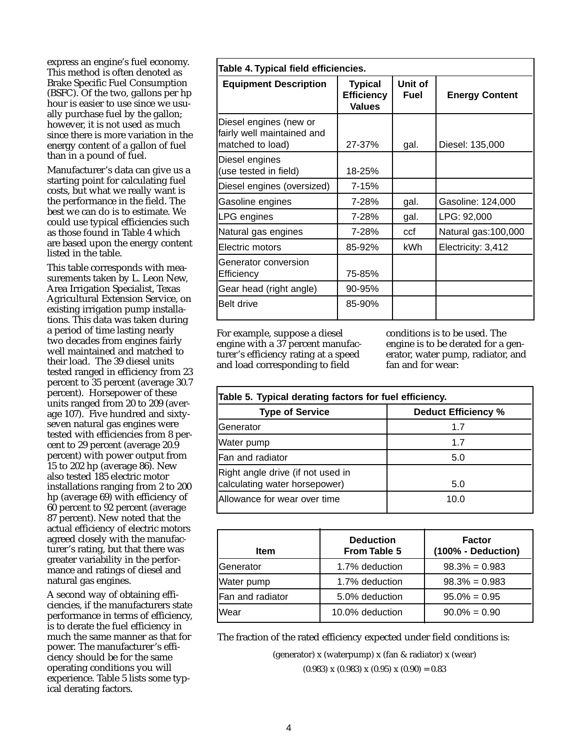express an engine's fuel economy. This method is often denoted as Brake Specific Fuel Consumption (BSFC). Of the two, gallons per hp hour is easier to use since we usually purchase fuel by the gallon; however, it is not used as much since there is more variation in the energy content of a gallon of fuel than in a pound of fuel.

Manufacturer's data can give us a starting point for calculating fuel costs, but what we really want is the performance in the field. The best we can do is to estimate. We could use typical efficiencies such as those found in Table 4 which are based upon the energy content listed in the table.

This table corresponds with measurements taken by L. Leon New, Area Irrigation Specialist, Texas Agricultural Extension Service, on existing irrigation pump installations. This data was taken during a period of time lasting nearly two decades from engines fairly well maintained and matched to their load. The 39 diesel units tested ranged in efficiency from 23 percent to 35 percent (average 30.7 percent). Horsepower of these units ranged from 20 to 209 (average 107). Five hundred and sixty-seven natural gas engines were tested with efficiencies from 8 percent to 29 percent (average 20.9 percent) with power output from 15 to 202 hp (average 86). New also tested 185 electric motor installations ranging from 2 to 200 hp (average 69) with efficiency of 60 percent to 92 percent (average 87 percent). New noted that the actual efficiency of electric motors agreed closely with the manufacturer's rating, but that there was greater variability in the performance and ratings of diesel and natural gas engines.

A second way of obtaining efficiencies, if the manufacturers state performance in terms of efficiency, is to derate the fuel efficiency in much the same manner as that for power. The manufacturer's efficiency should be for the same operating conditions you will experience. Table 5 lists some typical derating factors.

**Table 4. Typical field efficiencies.**

| Equipment Description | Typical Efficiency Values | Unit of Fuel | Energy Content |
|---|---|---|---|
| Diesel engines (new or fairly well maintained and matched to load) | 27-37% | gal. | Diesel: 135,000 |
| Diesel engines (use tested in field) | 18-25% | | |
| Diesel engines (oversized) | 7-15% | | |
| Gasoline engines | 7-28% | gal. | Gasoline: 124,000 |
| LPG engines | 7-28% | gal. | LPG: 92,000 |
| Natural gas engines | 7-28% | ccf | Natural gas:100,000 |
| Electric motors | 85-92% | kWh | Electricity: 3,412 |
| Generator conversion Efficiency | 75-85% | | |
| Gear head (right angle) | 90-95% | | |
| Belt drive | 85-90% | | |

For example, suppose a diesel engine with a 37 percent manufacturer's efficiency rating at a speed and load corresponding to field conditions is to be used. The engine is to be derated for a generator, water pump, radiator, and fan and for wear:

**Table 5. Typical derating factors for fuel efficiency.**

| Type of Service | Deduct Efficiency % |
|---|---|
| Generator | 1.7 |
| Water pump | 1.7 |
| Fan and radiator | 5.0 |
| Right angle drive (if not used in calculating water horsepower) | 5.0 |
| Allowance for wear over time | 10.0 |

| Item | Deduction From Table 5 | Factor (100% - Deduction) |
|---|---|---|
| Generator | 1.7% deduction | 98.3% = 0.983 |
| Water pump | 1.7% deduction | 98.3% = 0.983 |
| Fan and radiator | 5.0% deduction | 95.0% = 0.95 |
| Wear | 10.0% deduction | 90.0% = 0.90 |

The fraction of the rated efficiency expected under field conditions is:

$$(\text{generator}) \times (\text{waterpump}) \times (\text{fan \& radiator}) \times (\text{wear})$$

$$(0.983) \times (0.983) \times (0.95) \times (0.90) = 0.83$$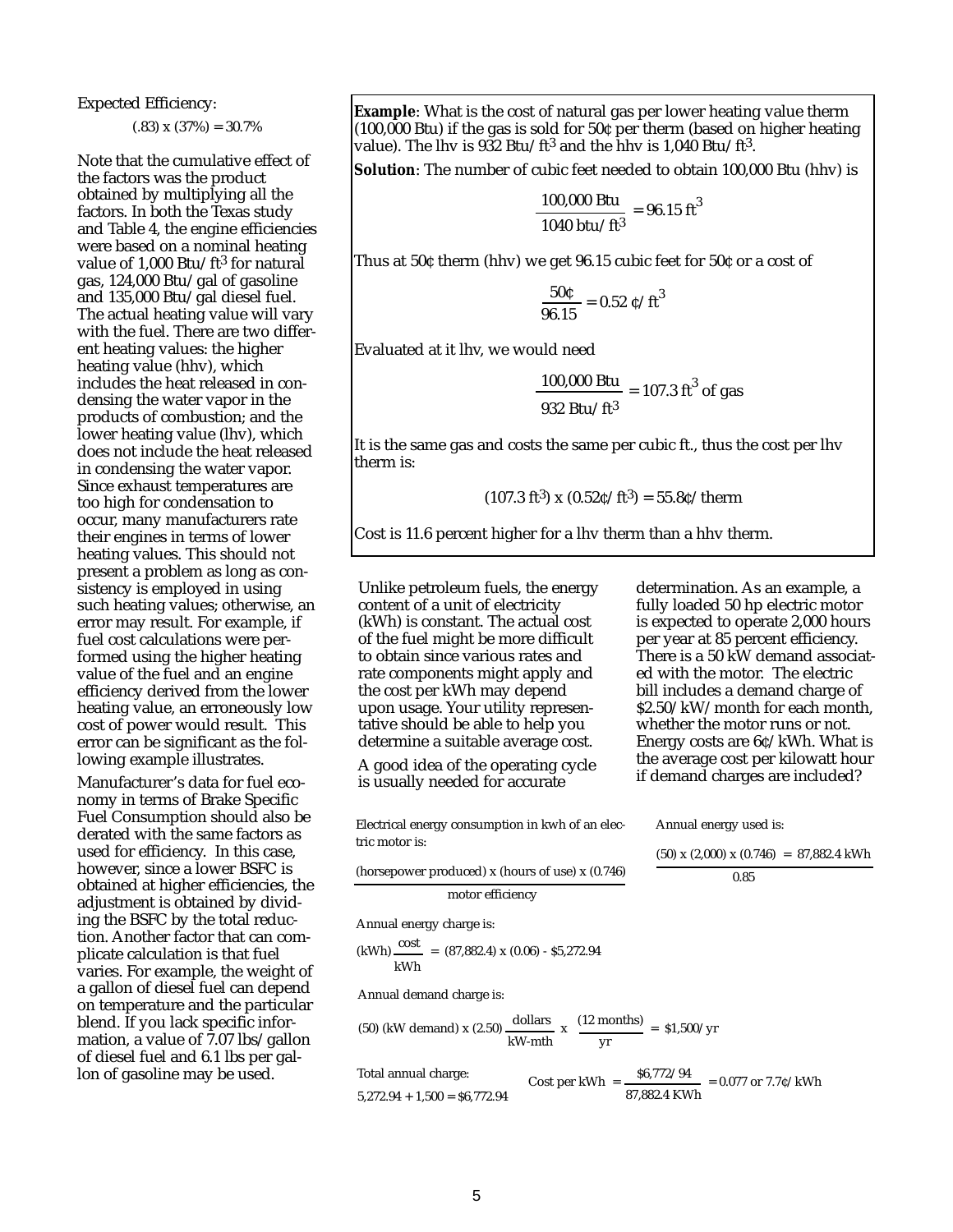Expected Efficiency:

$(.83) \times (37\%) = 30.7\%$

Note that the cumulative effect of the factors was the product obtained by multiplying all the factors. In both the Texas study and Table 4, the engine efficiencies were based on a nominal heating value of 1,000 Btu/ft$^3$ for natural gas, 124,000 Btu/gal of gasoline and 135,000 Btu/gal diesel fuel. The actual heating value will vary with the fuel. There are two different heating values: the higher heating value (hhv), which includes the heat released in condensing the water vapor in the products of combustion; and the lower heating value (lhv), which does not include the heat released in condensing the water vapor. Since exhaust temperatures are too high for condensation to occur, many manufacturers rate their engines in terms of lower heating values. This should not present a problem as long as consistency is employed in using such heating values; otherwise, an error may result. For example, if fuel cost calculations were performed using the higher heating value of the fuel and an engine efficiency derived from the lower heating value, an erroneously low cost of power would result. This error can be significant as the following example illustrates.

Manufacturer's data for fuel economy in terms of Brake Specific Fuel Consumption should also be derated with the same factors as used for efficiency. In this case, however, since a lower BSFC is obtained at higher efficiencies, the adjustment is obtained by dividing the BSFC by the total reduction. Another factor that can complicate calculation is that fuel varies. For example, the weight of a gallon of diesel fuel can depend on temperature and the particular blend. If you lack specific information, a value of 7.07 lbs/gallon of diesel fuel and 6.1 lbs per gallon of gasoline may be used.

**Example**: What is the cost of natural gas per lower heating value therm (100,000 Btu) if the gas is sold for 50¢ per therm (based on higher heating value). The lhv is 932 Btu/ft$^3$ and the hhv is 1,040 Btu/ft$^3$.

**Solution**: The number of cubic feet needed to obtain 100,000 Btu (hhv) is

$$\frac{100{,}000 \text{ Btu}}{1040 \text{ btu/ft}^3} = 96.15 \text{ ft}^3$$

Thus at 50¢ therm (hhv) we get 96.15 cubic feet for 50¢ or a cost of

$$\frac{50¢}{96.15} = 0.52 \text{ ¢/ft}^3$$

Evaluated at it lhv, we would need

$$\frac{100{,}000 \text{ Btu}}{932 \text{ Btu/ft}^3} = 107.3 \text{ ft}^3 \text{ of gas}$$

It is the same gas and costs the same per cubic ft., thus the cost per lhv therm is:

$$(107.3 \text{ ft}^3) \times (0.52¢/\text{ft}^3) = 55.8¢/\text{therm}$$

Cost is 11.6 percent higher for a lhv therm than a hhv therm.

Unlike petroleum fuels, the energy content of a unit of electricity (kWh) is constant. The actual cost of the fuel might be more difficult to obtain since various rates and rate components might apply and the cost per kWh may depend upon usage. Your utility representative should be able to help you determine a suitable average cost.

A good idea of the operating cycle is usually needed for accurate determination. As an example, a fully loaded 50 hp electric motor is expected to operate 2,000 hours per year at 85 percent efficiency. There is a 50 kW demand associated with the motor. The electric bill includes a demand charge of \$2.50/kW/month for each month, whether the motor runs or not. Energy costs are 6¢/kWh. What is the average cost per kilowatt hour if demand charges are included?

Electrical energy consumption in kwh of an electric motor is:

$$\frac{(\text{horsepower produced}) \times (\text{hours of use}) \times (0.746)}{\text{motor efficiency}}$$

Annual energy used is:

$$\frac{(50) \times (2{,}000) \times (0.746)}{0.85} = 87{,}882.4 \text{ kWh}$$

Annual energy charge is:

$$(\text{kWh}) \frac{\text{cost}}{\text{kWh}} = (87{,}882.4) \times (0.06) - \$5{,}272.94$$

Annual demand charge is:

$$(50)\ (\text{kW demand}) \times (2.50) \frac{\text{dollars}}{\text{kW-mth}} \times \frac{(12 \text{ months})}{\text{yr}} = \$1{,}500/\text{yr}$$

Total annual charge:

$5{,}272.94 + 1{,}500 = \$6{,}772.94$

$$\text{Cost per kWh} = \frac{\$6{,}772/94}{87{,}882.4 \text{ KWh}} = 0.077 \text{ or } 7.7¢/\text{kWh}$$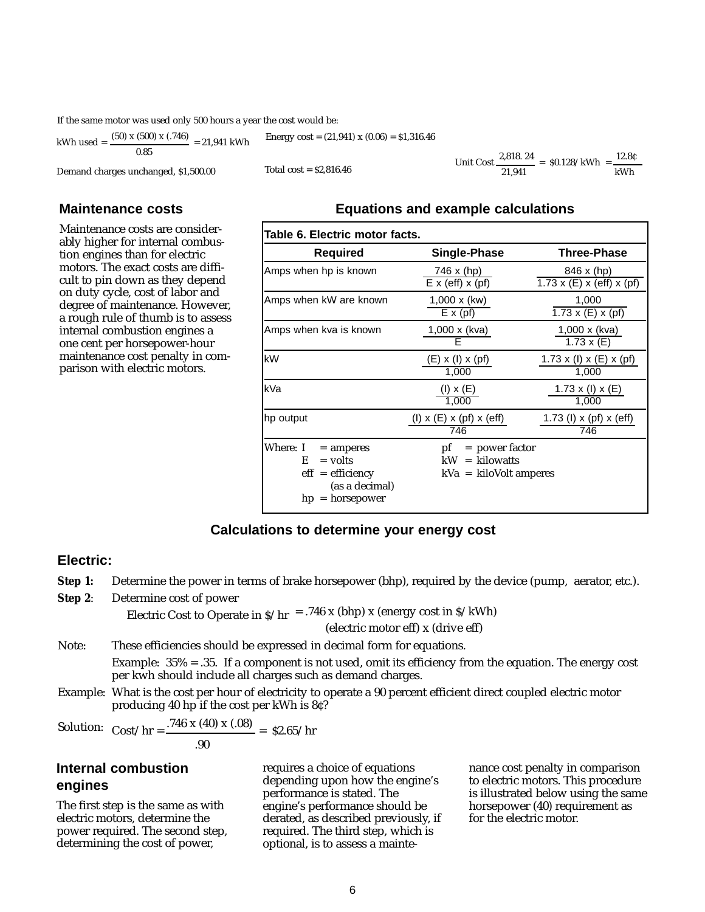If the same motor was used only 500 hours a year the cost would be:

$$\text{kWh used} = \frac{(50) \times (500) \times (.746)}{0.85} = 21{,}941 \text{ kWh}$$

Energy cost = (21,941) x (0.06) = $1,316.46

Demand charges unchanged, $1,500.00

Total cost = $2,816.46

$$\text{Unit Cost } \frac{2{,}818.24}{21{,}941} = \$0.128/\text{kWh} = \frac{12.8¢}{\text{kWh}}$$

## Maintenance costs

Maintenance costs are considerably higher for internal combustion engines than for electric motors. The exact costs are difficult to pin down as they depend on duty cycle, cost of labor and degree of maintenance. However, a rough rule of thumb is to assess internal combustion engines a one cent per horsepower-hour maintenance cost penalty in comparison with electric motors.

## Equations and example calculations

**Table 6. Electric motor facts.**

| Required | Single-Phase | Three-Phase |
|---|---|---|
| Amps when hp is known | $\frac{746 \times (hp)}{E \times (eff) \times (pf)}$ | $\frac{846 \times (hp)}{1.73 \times (E) \times (eff) \times (pf)}$ |
| Amps when kW are known | $\frac{1{,}000 \times (kw)}{E \times (pf)}$ | $\frac{1{,}000}{1.73 \times (E) \times (pf)}$ |
| Amps when kva is known | $\frac{1{,}000 \times (kva)}{E}$ | $\frac{1{,}000 \times (kva)}{1.73 \times (E)}$ |
| kW | $\frac{(E) \times (I) \times (pf)}{1{,}000}$ | $\frac{1.73 \times (I) \times (E) \times (pf)}{1{,}000}$ |
| kVa | $\frac{(I) \times (E)}{1{,}000}$ | $\frac{1.73 \times (I) \times (E)}{1{,}000}$ |
| hp output | $\frac{(I) \times (E) \times (pf) \times (eff)}{746}$ | $\frac{1.73\ (I) \times (pf) \times (eff)}{746}$ |

Where: I = amperes; E = volts; eff = efficiency (as a decimal); hp = horsepower; pf = power factor; kW = kilowatts; kVa = kiloVolt amperes

## Calculations to determine your energy cost

### Electric:

**Step 1:** Determine the power in terms of brake horsepower (bhp), required by the device (pump, aerator, etc.).

**Step 2**: Determine cost of power

$$\text{Electric Cost to Operate in \$/hr} = \frac{.746 \times (\text{bhp}) \times (\text{energy cost in \$/kWh})}{(\text{electric motor eff}) \times (\text{drive eff})}$$

Note: These efficiencies should be expressed in decimal form for equations.

Example: 35% = .35. If a component is not used, omit its efficiency from the equation. The energy cost per kwh should include all charges such as demand charges.

Example: What is the cost per hour of electricity to operate a 90 percent efficient direct coupled electric motor producing 40 hp if the cost per kWh is 8¢?

Solution:
$$\text{Cost/hr} = \frac{.746 \times (40) \times (.08)}{.90} = \$2.65/\text{hr}$$

### Internal combustion engines

The first step is the same as with electric motors, determine the power required. The second step, determining the cost of power, requires a choice of equations depending upon how the engine's performance is stated. The engine's performance should be derated, as described previously, if required. The third step, which is optional, is to assess a maintenance cost penalty in comparison to electric motors. This procedure is illustrated below using the same horsepower (40) requirement as for the electric motor.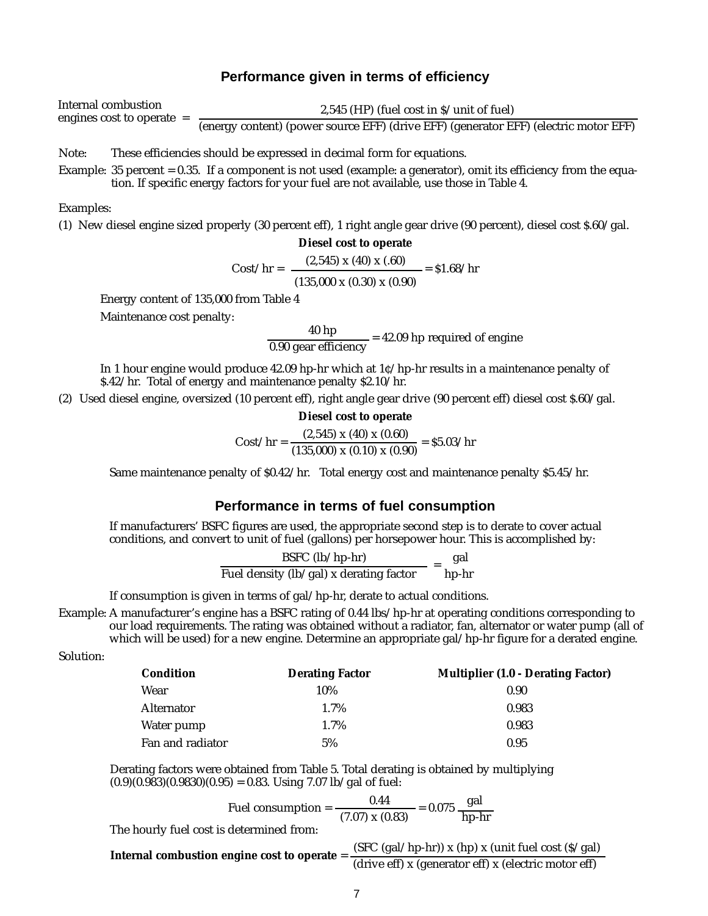## Performance given in terms of efficiency

$$\text{Internal combustion engines cost to operate} = \frac{2{,}545\ (\text{HP})\ (\text{fuel cost in \$/unit of fuel})}{(\text{energy content})\ (\text{power source EFF})\ (\text{drive EFF})\ (\text{generator EFF})\ (\text{electric motor EFF})}$$

Note: These efficiencies should be expressed in decimal form for equations.

Example: 35 percent = 0.35. If a component is not used (example: a generator), omit its efficiency from the equation. If specific energy factors for your fuel are not available, use those in Table 4.

Examples:

(1) New diesel engine sized properly (30 percent eff), 1 right angle gear drive (90 percent), diesel cost $.60/gal.

**Diesel cost to operate**

$$\text{Cost/hr} = \frac{(2{,}545) \times (40) \times (.60)}{(135{,}000 \times (0.30) \times (0.90)} = \$1.68/\text{hr}$$

Energy content of 135,000 from Table 4

Maintenance cost penalty:

$$\frac{40\ \text{hp}}{0.90\ \text{gear efficiency}} = 42.09\ \text{hp required of engine}$$

In 1 hour engine would produce 42.09 hp-hr which at 1¢/hp-hr results in a maintenance penalty of $.42/hr. Total of energy and maintenance penalty $2.10/hr.

(2) Used diesel engine, oversized (10 percent eff), right angle gear drive (90 percent eff) diesel cost $.60/gal.

**Diesel cost to operate**

$$\text{Cost/hr} = \frac{(2{,}545) \times (40) \times (0.60)}{(135{,}000) \times (0.10) \times (0.90)} = \$5.03/\text{hr}$$

Same maintenance penalty of $0.42/hr. Total energy cost and maintenance penalty $5.45/hr.

## Performance in terms of fuel consumption

If manufacturers' BSFC figures are used, the appropriate second step is to derate to cover actual conditions, and convert to unit of fuel (gallons) per horsepower hour. This is accomplished by:

$$\frac{\text{BSFC (lb/hp-hr)}}{\text{Fuel density (lb/gal)} \times \text{derating factor}} = \frac{\text{gal}}{\text{hp-hr}}$$

If consumption is given in terms of gal/hp-hr, derate to actual conditions.

Example: A manufacturer's engine has a BSFC rating of 0.44 lbs/hp-hr at operating conditions corresponding to our load requirements. The rating was obtained without a radiator, fan, alternator or water pump (all of which will be used) for a new engine. Determine an appropriate gal/hp-hr figure for a derated engine.

Solution:

| Condition | Derating Factor | Multiplier (1.0 - Derating Factor) |
|---|---|---|
| Wear | 10% | 0.90 |
| Alternator | 1.7% | 0.983 |
| Water pump | 1.7% | 0.983 |
| Fan and radiator | 5% | 0.95 |

Derating factors were obtained from Table 5. Total derating is obtained by multiplying (0.9)(0.983)(0.9830)(0.95) = 0.83. Using 7.07 lb/gal of fuel:

$$\text{Fuel consumption} = \frac{0.44}{(7.07) \times (0.83)} = 0.075\ \frac{\text{gal}}{\text{hp-hr}}$$

The hourly fuel cost is determined from:

$$\textbf{Internal combustion engine cost to operate} = \frac{(\text{SFC (gal/hp-hr)}) \times (\text{hp}) \times (\text{unit fuel cost (\$/gal)})}{(\text{drive eff}) \times (\text{generator eff}) \times (\text{electric motor eff})}$$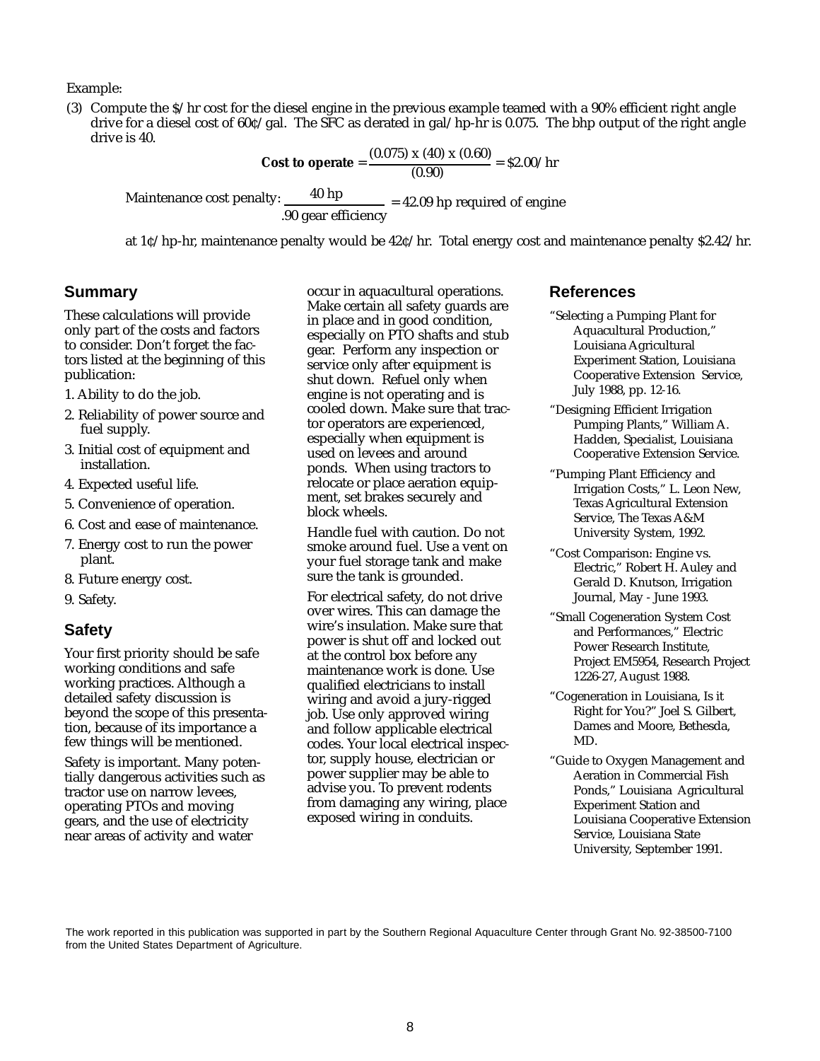Example:

(3) Compute the $/hr cost for the diesel engine in the previous example teamed with a 90% efficient right angle drive for a diesel cost of 60¢/gal. The SFC as derated in gal/hp-hr is 0.075. The bhp output of the right angle drive is 40.

$$\textbf{Cost to operate} = \frac{(0.075) \times (40) \times (0.60)}{(0.90)} = \$2.00/\text{hr}$$

Maintenance cost penalty: $\dfrac{40 \text{ hp}}{.90 \text{ gear efficiency}} = 42.09$ hp required of engine

at 1¢/hp-hr, maintenance penalty would be 42¢/hr. Total energy cost and maintenance penalty $2.42/hr.

## Summary

These calculations will provide only part of the costs and factors to consider. Don't forget the factors listed at the beginning of this publication:

1. Ability to do the job.
2. Reliability of power source and fuel supply.
3. Initial cost of equipment and installation.
4. Expected useful life.
5. Convenience of operation.
6. Cost and ease of maintenance.
7. Energy cost to run the power plant.
8. Future energy cost.
9. Safety.

## Safety

Your first priority should be safe working conditions and safe working practices. Although a detailed safety discussion is beyond the scope of this presentation, because of its importance a few things will be mentioned.

Safety is important. Many potentially dangerous activities such as tractor use on narrow levees, operating PTOs and moving gears, and the use of electricity near areas of activity and water occur in aquacultural operations. Make certain all safety guards are in place and in good condition, especially on PTO shafts and stub gear. Perform any inspection or service only after equipment is shut down. Refuel only when engine is not operating and is cooled down. Make sure that tractor operators are experienced, especially when equipment is used on levees and around ponds. When using tractors to relocate or place aeration equipment, set brakes securely and block wheels.

Handle fuel with caution. Do not smoke around fuel. Use a vent on your fuel storage tank and make sure the tank is grounded.

For electrical safety, do not drive over wires. This can damage the wire's insulation. Make sure that power is shut off and locked out at the control box before any maintenance work is done. Use qualified electricians to install wiring and avoid a jury-rigged job. Use only approved wiring and follow applicable electrical codes. Your local electrical inspector, supply house, electrician or power supplier may be able to advise you. To prevent rodents from damaging any wiring, place exposed wiring in conduits.

## References

"Selecting a Pumping Plant for Aquacultural Production," Louisiana Agricultural Experiment Station, Louisiana Cooperative Extension Service, July 1988, pp. 12-16.

"Designing Efficient Irrigation Pumping Plants," William A. Hadden, Specialist, Louisiana Cooperative Extension Service.

"Pumping Plant Efficiency and Irrigation Costs," L. Leon New, Texas Agricultural Extension Service, The Texas A&M University System, 1992.

"Cost Comparison: Engine vs. Electric," Robert H. Auley and Gerald D. Knutson, Irrigation Journal, May - June 1993.

"Small Cogeneration System Cost and Performances," Electric Power Research Institute, Project EM5954, Research Project 1226-27, August 1988.

"Cogeneration in Louisiana, Is it Right for You?" Joel S. Gilbert, Dames and Moore, Bethesda, MD.

"Guide to Oxygen Management and Aeration in Commercial Fish Ponds," Louisiana Agricultural Experiment Station and Louisiana Cooperative Extension Service, Louisiana State University, September 1991.

The work reported in this publication was supported in part by the Southern Regional Aquaculture Center through Grant No. 92-38500-7100 from the United States Department of Agriculture.